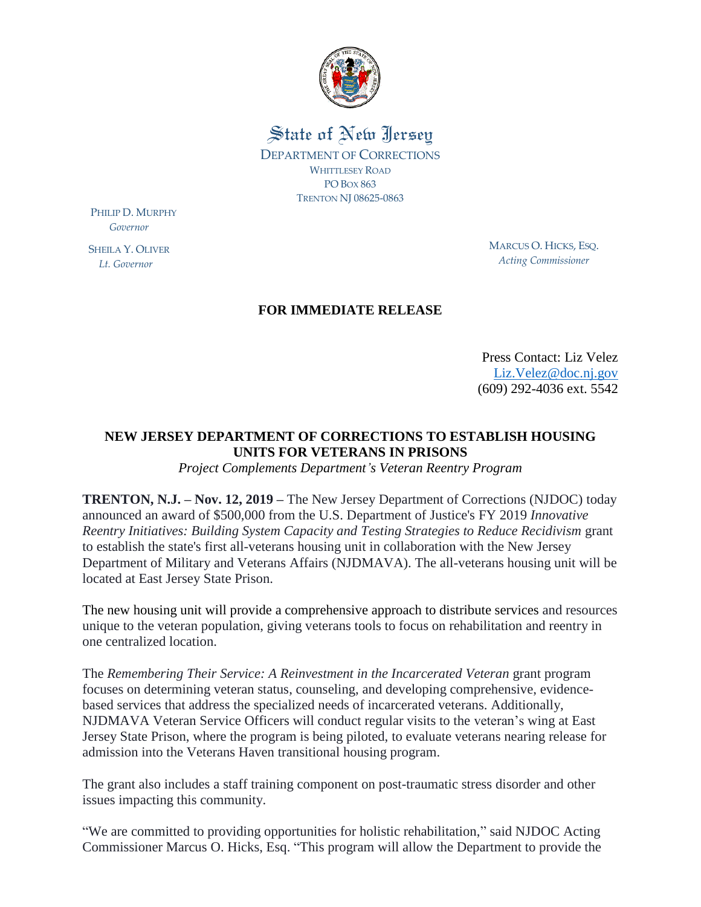State of New Jersey

DEPARTMENT OF CORRECTIONS
WHITTLESEY ROAD
PO BOX 863
TRENTON NJ 08625-0863

PHILIP D. MURPHY
*Governor*

SHEILA Y. OLIVER
*Lt. Governor*

MARCUS O. HICKS, ESQ.
*Acting Commissioner*

**FOR IMMEDIATE RELEASE**

Press Contact: Liz Velez
Liz.Velez@doc.nj.gov
(609) 292-4036 ext. 5542

## NEW JERSEY DEPARTMENT OF CORRECTIONS TO ESTABLISH HOUSING UNITS FOR VETERANS IN PRISONS

*Project Complements Department's Veteran Reentry Program*

**TRENTON, N.J. – Nov. 12, 2019 –** The New Jersey Department of Corrections (NJDOC) today announced an award of $500,000 from the U.S. Department of Justice's FY 2019 *Innovative Reentry Initiatives: Building System Capacity and Testing Strategies to Reduce Recidivism* grant to establish the state's first all-veterans housing unit in collaboration with the New Jersey Department of Military and Veterans Affairs (NJDMAVA). The all-veterans housing unit will be located at East Jersey State Prison.

The new housing unit will provide a comprehensive approach to distribute services and resources unique to the veteran population, giving veterans tools to focus on rehabilitation and reentry in one centralized location.

The *Remembering Their Service: A Reinvestment in the Incarcerated Veteran* grant program focuses on determining veteran status, counseling, and developing comprehensive, evidence-based services that address the specialized needs of incarcerated veterans. Additionally, NJDMAVA Veteran Service Officers will conduct regular visits to the veteran's wing at East Jersey State Prison, where the program is being piloted, to evaluate veterans nearing release for admission into the Veterans Haven transitional housing program.

The grant also includes a staff training component on post-traumatic stress disorder and other issues impacting this community.

"We are committed to providing opportunities for holistic rehabilitation," said NJDOC Acting Commissioner Marcus O. Hicks, Esq. "This program will allow the Department to provide the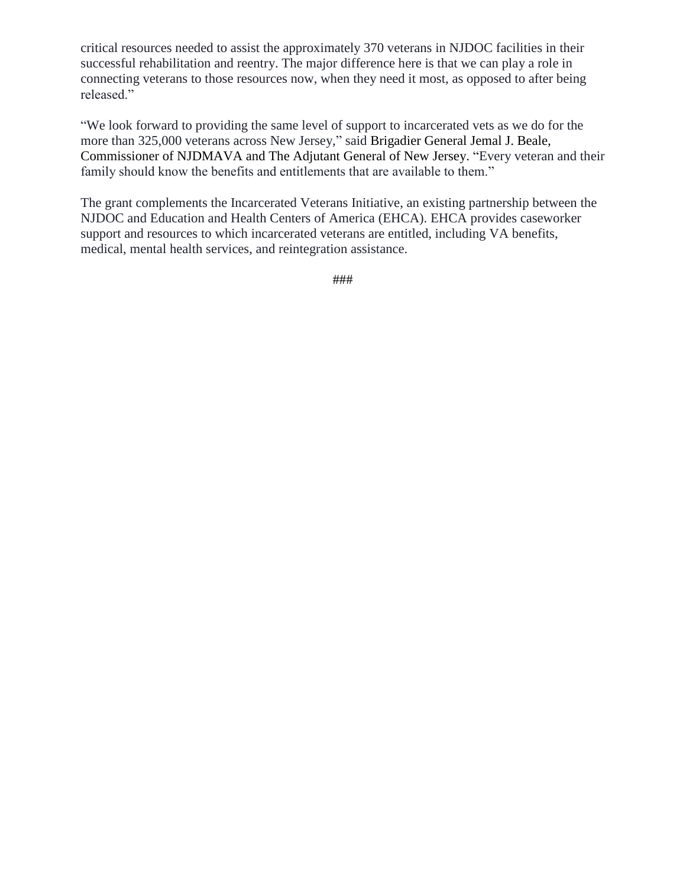critical resources needed to assist the approximately 370 veterans in NJDOC facilities in their successful rehabilitation and reentry. The major difference here is that we can play a role in connecting veterans to those resources now, when they need it most, as opposed to after being released."

"We look forward to providing the same level of support to incarcerated vets as we do for the more than 325,000 veterans across New Jersey," said Brigadier General Jemal J. Beale, Commissioner of NJDMAVA and The Adjutant General of New Jersey. "Every veteran and their family should know the benefits and entitlements that are available to them."

The grant complements the Incarcerated Veterans Initiative, an existing partnership between the NJDOC and Education and Health Centers of America (EHCA). EHCA provides caseworker support and resources to which incarcerated veterans are entitled, including VA benefits, medical, mental health services, and reintegration assistance.

###